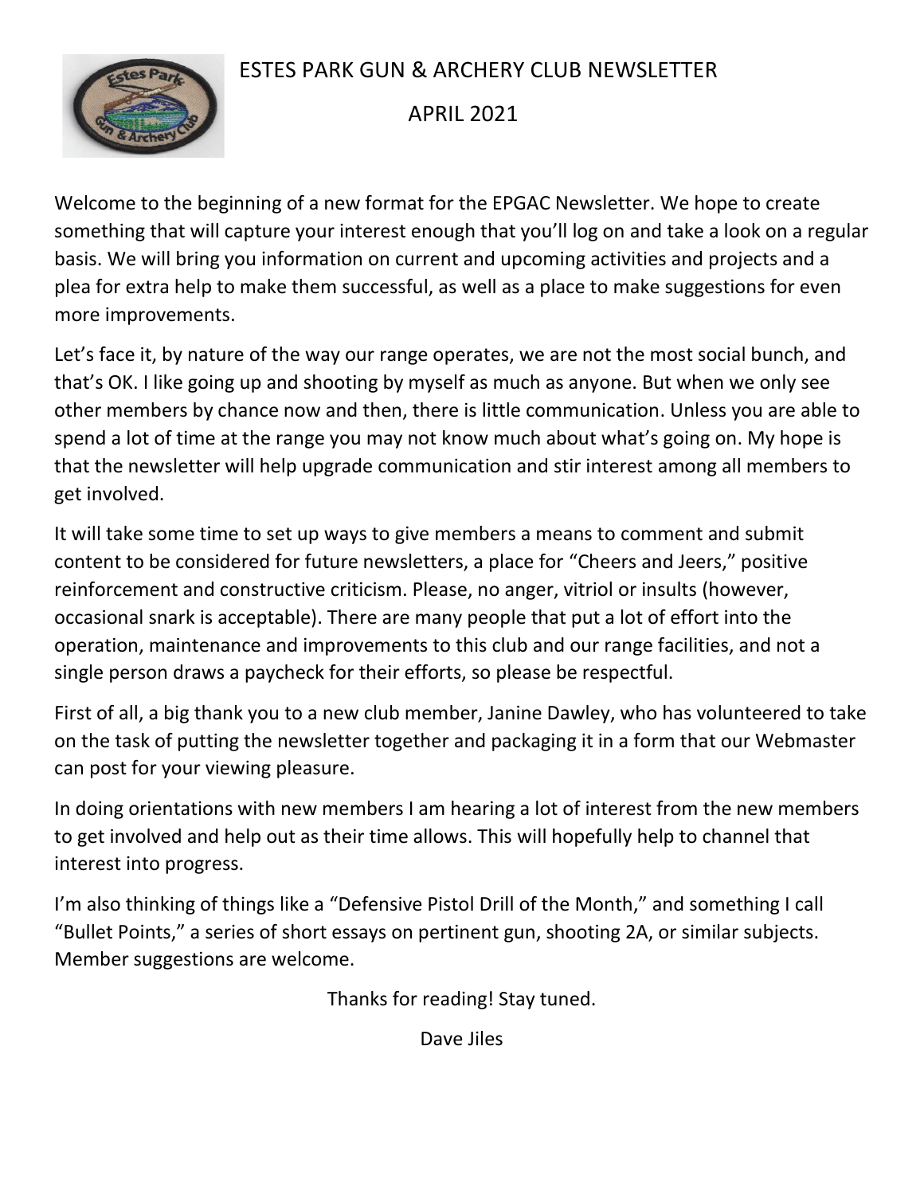# ESTES PARK GUN & ARCHERY CLUB NEWSLETTER

## APRIL 2021

Welcome to the beginning of a new format for the EPGAC Newsletter. We hope to create something that will capture your interest enough that you'll log on and take a look on a regular basis. We will bring you information on current and upcoming activities and projects and a plea for extra help to make them successful, as well as a place to make suggestions for even more improvements.

Let's face it, by nature of the way our range operates, we are not the most social bunch, and that's OK. I like going up and shooting by myself as much as anyone. But when we only see other members by chance now and then, there is little communication. Unless you are able to spend a lot of time at the range you may not know much about what's going on. My hope is that the newsletter will help upgrade communication and stir interest among all members to get involved.

It will take some time to set up ways to give members a means to comment and submit content to be considered for future newsletters, a place for "Cheers and Jeers," positive reinforcement and constructive criticism. Please, no anger, vitriol or insults (however, occasional snark is acceptable). There are many people that put a lot of effort into the operation, maintenance and improvements to this club and our range facilities, and not a single person draws a paycheck for their efforts, so please be respectful.

First of all, a big thank you to a new club member, Janine Dawley, who has volunteered to take on the task of putting the newsletter together and packaging it in a form that our Webmaster can post for your viewing pleasure.

In doing orientations with new members I am hearing a lot of interest from the new members to get involved and help out as their time allows. This will hopefully help to channel that interest into progress.

I'm also thinking of things like a "Defensive Pistol Drill of the Month," and something I call "Bullet Points," a series of short essays on pertinent gun, shooting 2A, or similar subjects. Member suggestions are welcome.

Thanks for reading! Stay tuned.

Dave Jiles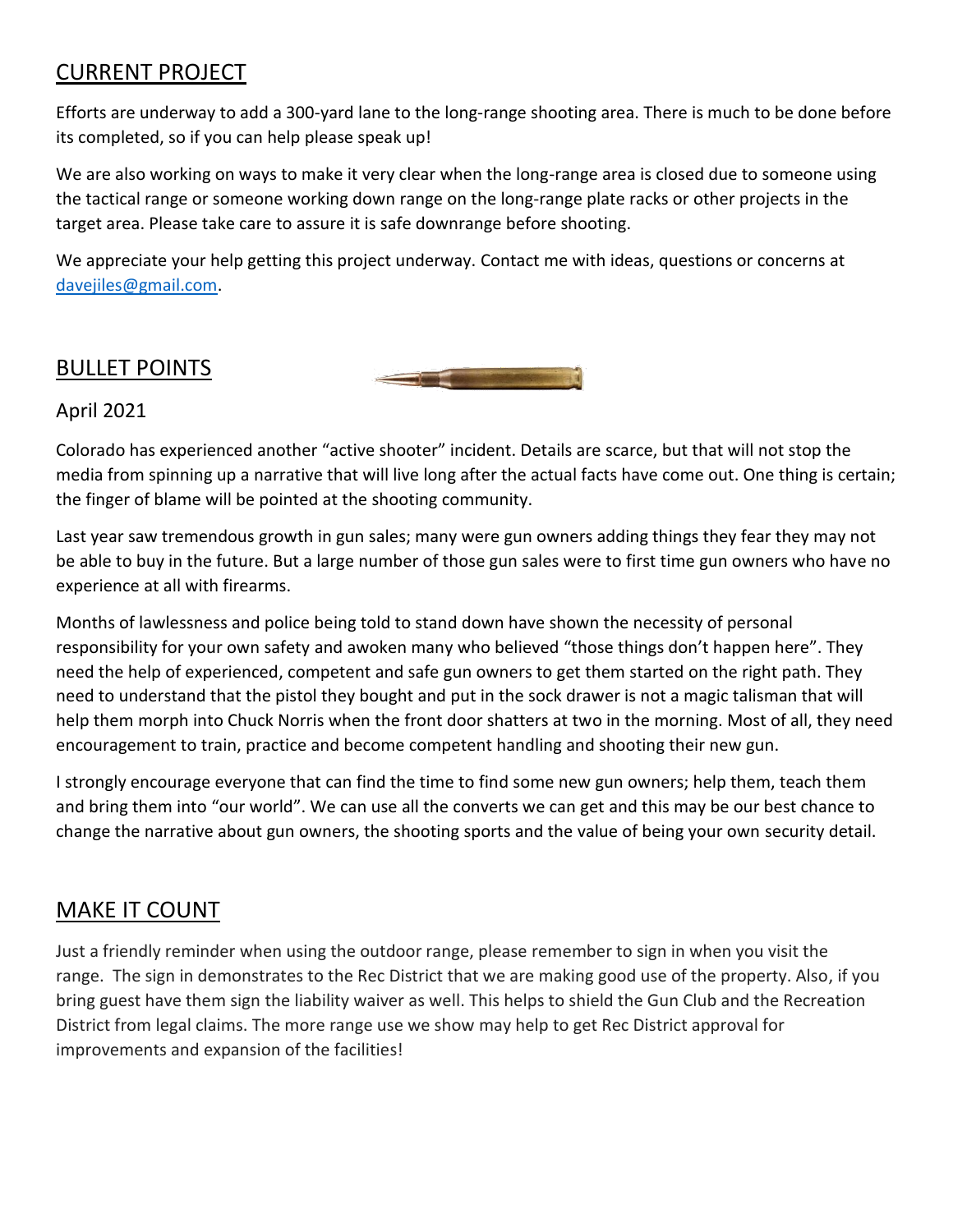## CURRENT PROJECT

Efforts are underway to add a 300-yard lane to the long-range shooting area. There is much to be done before its completed, so if you can help please speak up!

We are also working on ways to make it very clear when the long-range area is closed due to someone using the tactical range or someone working down range on the long-range plate racks or other projects in the target area. Please take care to assure it is safe downrange before shooting.

We appreciate your help getting this project underway. Contact me with ideas, questions or concerns at davejiles@gmail.com.

## BULLET POINTS

April 2021

Colorado has experienced another "active shooter" incident. Details are scarce, but that will not stop the media from spinning up a narrative that will live long after the actual facts have come out. One thing is certain; the finger of blame will be pointed at the shooting community.

Last year saw tremendous growth in gun sales; many were gun owners adding things they fear they may not be able to buy in the future. But a large number of those gun sales were to first time gun owners who have no experience at all with firearms.

Months of lawlessness and police being told to stand down have shown the necessity of personal responsibility for your own safety and awoken many who believed "those things don't happen here". They need the help of experienced, competent and safe gun owners to get them started on the right path. They need to understand that the pistol they bought and put in the sock drawer is not a magic talisman that will help them morph into Chuck Norris when the front door shatters at two in the morning. Most of all, they need encouragement to train, practice and become competent handling and shooting their new gun.

I strongly encourage everyone that can find the time to find some new gun owners; help them, teach them and bring them into "our world". We can use all the converts we can get and this may be our best chance to change the narrative about gun owners, the shooting sports and the value of being your own security detail.

## MAKE IT COUNT

Just a friendly reminder when using the outdoor range, please remember to sign in when you visit the range. The sign in demonstrates to the Rec District that we are making good use of the property. Also, if you bring guest have them sign the liability waiver as well. This helps to shield the Gun Club and the Recreation District from legal claims. The more range use we show may help to get Rec District approval for improvements and expansion of the facilities!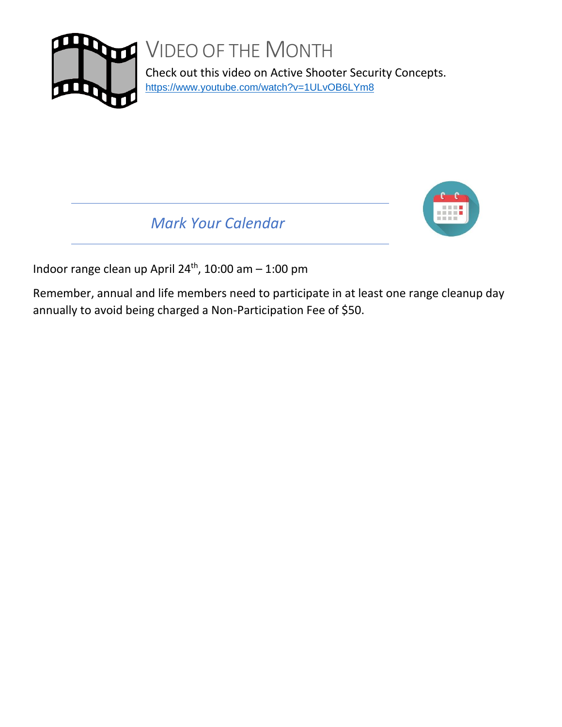## Video of the Month

Check out this video on Active Shooter Security Concepts.
https://www.youtube.com/watch?v=1ULvOB6LYm8

---

## *Mark Your Calendar*

---

Indoor range clean up April 24th, 10:00 am – 1:00 pm

Remember, annual and life members need to participate in at least one range cleanup day annually to avoid being charged a Non-Participation Fee of $50.